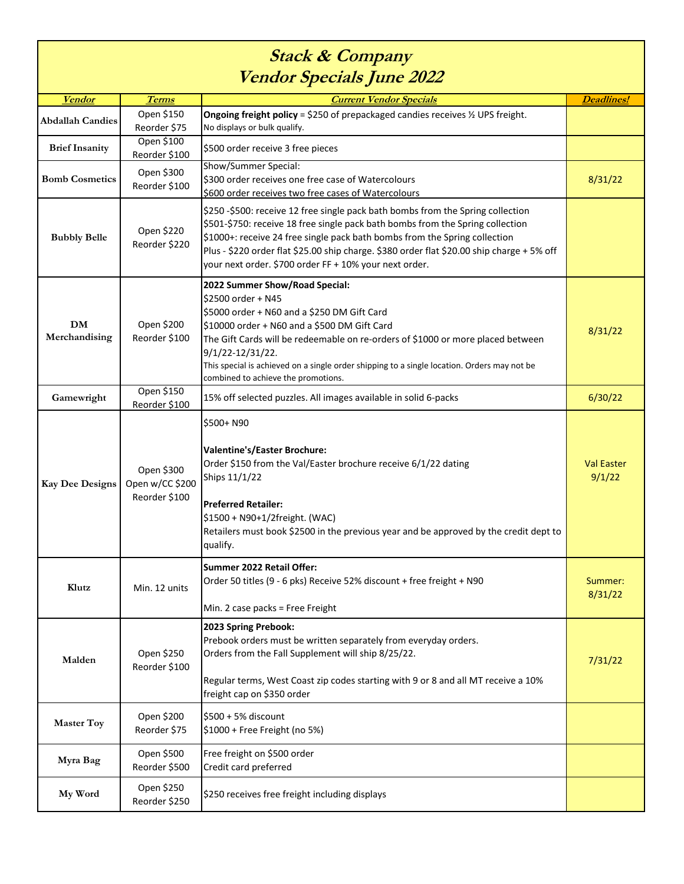# Stack & Company
## Vendor Specials June 2022

| Vendor | Terms | Current Vendor Specials | Deadlines! |
|---|---|---|---|
| Abdallah Candies | Open $150<br>Reorder $75 | **Ongoing freight policy** = $250 of prepackaged candies receives ½ UPS freight.<br>No displays or bulk qualify. | |
| Brief Insanity | Open $100<br>Reorder $100 | $500 order receive 3 free pieces | |
| Bomb Cosmetics | Open $300<br>Reorder $100 | Show/Summer Special:<br>$300 order receives one free case of Watercolours<br>$600 order receives two free cases of Watercolours | 8/31/22 |
| Bubbly Belle | Open $220<br>Reorder $220 | $250 -$500: receive 12 free single pack bath bombs from the Spring collection<br>$501-$750: receive 18 free single pack bath bombs from the Spring collection<br>$1000+: receive 24 free single pack bath bombs from the Spring collection<br>Plus - $220 order flat $25.00 ship charge. $380 order flat $20.00 ship charge + 5% off your next order. $700 order FF + 10% your next order. | |
| DM Merchandising | Open $200<br>Reorder $100 | **2022 Summer Show/Road Special:**<br>$2500 order + N45<br>$5000 order + N60 and a $250 DM Gift Card<br>$10000 order + N60 and a $500 DM Gift Card<br>The Gift Cards will be redeemable on re-orders of $1000 or more placed between 9/1/22-12/31/22.<br>This special is achieved on a single order shipping to a single location. Orders may not be combined to achieve the promotions. | 8/31/22 |
| Gamewright | Open $150<br>Reorder $100 | 15% off selected puzzles. All images available in solid 6-packs | 6/30/22 |
| Kay Dee Designs | Open $300<br>Open w/CC $200<br>Reorder $100 | $500+ N90<br><br>**Valentine's/Easter Brochure:**<br>Order $150 from the Val/Easter brochure receive 6/1/22 dating<br>Ships 11/1/22<br><br>**Preferred Retailer:**<br>$1500 + N90+1/2freight. (WAC)<br>Retailers must book $2500 in the previous year and be approved by the credit dept to qualify. | Val Easter<br>9/1/22 |
| Klutz | Min. 12 units | **Summer 2022 Retail Offer:**<br>Order 50 titles (9 - 6 pks) Receive 52% discount + free freight + N90<br><br>Min. 2 case packs = Free Freight | Summer:<br>8/31/22 |
| Malden | Open $250<br>Reorder $100 | **2023 Spring Prebook:**<br>Prebook orders must be written separately from everyday orders.<br>Orders from the Fall Supplement will ship 8/25/22.<br><br>Regular terms, West Coast zip codes starting with 9 or 8 and all MT receive a 10% freight cap on $350 order | 7/31/22 |
| Master Toy | Open $200<br>Reorder $75 | $500 + 5% discount<br>$1000 + Free Freight (no 5%) | |
| Myra Bag | Open $500<br>Reorder $500 | Free freight on $500 order<br>Credit card preferred | |
| My Word | Open $250<br>Reorder $250 | $250 receives free freight including displays | |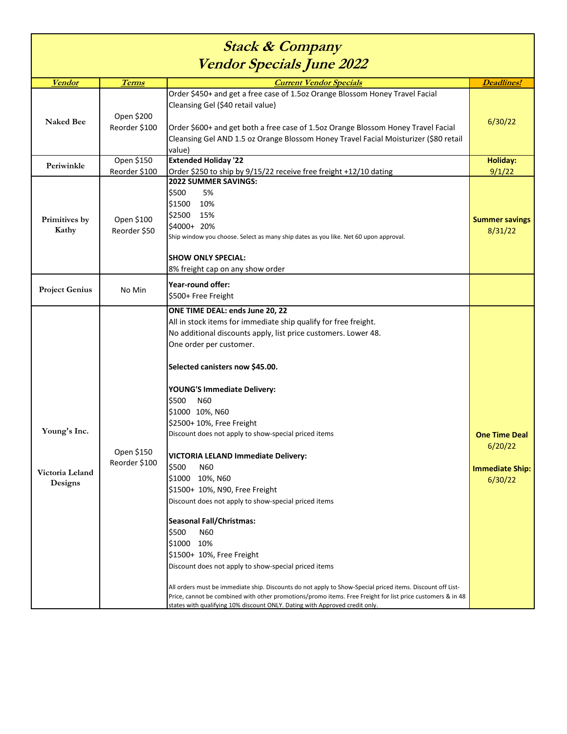# Stack & Company
## Vendor Specials June 2022

| Vendor | Terms | Current Vendor Specials | Deadlines! |
|---|---|---|---|
| **Naked Bee** | Open $200<br>Reorder $100 | Order $450+ and get a free case of 1.5oz Orange Blossom Honey Travel Facial Cleansing Gel ($40 retail value)<br><br>Order $600+ and get both a free case of 1.5oz Orange Blossom Honey Travel Facial Cleansing Gel AND 1.5 oz Orange Blossom Honey Travel Facial Moisturizer ($80 retail value) | 6/30/22 |
| **Periwinkle** | Open $150<br>Reorder $100 | **Extended Holiday '22**<br>Order $250 to ship by 9/15/22 receive free freight +12/10 dating | **Holiday:**<br>9/1/22 |
| **Primitives by Kathy** | Open $100<br>Reorder $50 | **2022 SUMMER SAVINGS:**<br>$500 5%<br>$1500 10%<br>$2500 15%<br>$4000+ 20%<br>Ship window you choose. Select as many ship dates as you like. Net 60 upon approval.<br><br>**SHOW ONLY SPECIAL:**<br>8% freight cap on any show order | **Summer savings**<br>8/31/22 |
| **Project Genius** | No Min | **Year-round offer:**<br>$500+ Free Freight | |
| **Young's Inc.**<br><br>**Victoria Leland Designs** | Open $150<br>Reorder $100 | **ONE TIME DEAL: ends June 20, 22**<br>All in stock items for immediate ship qualify for free freight.<br>No additional discounts apply, list price customers. Lower 48.<br>One order per customer.<br><br>**Selected canisters now $45.00.**<br><br>**YOUNG'S Immediate Delivery:**<br>$500 N60<br>$1000 10%, N60<br>$2500+ 10%, Free Freight<br>Discount does not apply to show-special priced items<br><br>**VICTORIA LELAND Immediate Delivery:**<br>$500 N60<br>$1000 10%, N60<br>$1500+ 10%, N90, Free Freight<br>Discount does not apply to show-special priced items<br><br>**Seasonal Fall/Christmas:**<br>$500 N60<br>$1000 10%<br>$1500+ 10%, Free Freight<br>Discount does not apply to show-special priced items<br><br>All orders must be immediate ship. Discounts do not apply to Show-Special priced items. Discount off List-Price, cannot be combined with other promotions/promo items. Free Freight for list price customers & in 48 states with qualifying 10% discount ONLY. Dating with Approved credit only. | **One Time Deal**<br>6/20/22<br><br>**Immediate Ship:**<br>6/30/22 |